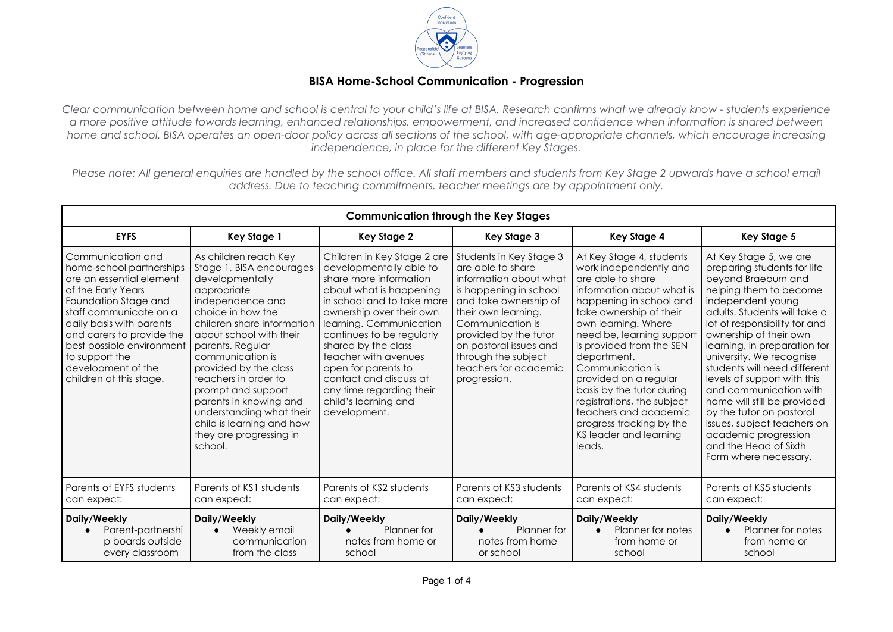## BISA Home-School Communication - Progression

*Clear communication between home and school is central to your child's life at BISA. Research confirms what we already know - students experience a more positive attitude towards learning, enhanced relationships, empowerment, and increased confidence when information is shared between home and school. BISA operates an open-door policy across all sections of the school, with age-appropriate channels, which encourage increasing independence, in place for the different Key Stages.*

*Please note: All general enquiries are handled by the school office. All staff members and students from Key Stage 2 upwards have a school email address. Due to teaching commitments, teacher meetings are by appointment only.*

| Communication through the Key Stages | | | | | |
|---|---|---|---|---|---|
| **EYFS** | **Key Stage 1** | **Key Stage 2** | **Key Stage 3** | **Key Stage 4** | **Key Stage 5** |
| Communication and home-school partnerships are an essential element of the Early Years Foundation Stage and staff communicate on a daily basis with parents and carers to provide the best possible environment to support the development of the children at this stage. | As children reach Key Stage 1, BISA encourages developmentally appropriate independence and choice in how the children share information about school with their parents. Regular communication is provided by the class teachers in order to prompt and support parents in knowing and understanding what their child is learning and how they are progressing in school. | Children in Key Stage 2 are developmentally able to share more information about what is happening in school and to take more ownership over their own learning. Communication continues to be regularly shared by the class teacher with avenues open for parents to contact and discuss at any time regarding their child's learning and development. | Students in Key Stage 3 are able to share information about what is happening in school and take ownership of their own learning. Communication is provided by the tutor on pastoral issues and through the subject teachers for academic progression. | At Key Stage 4, students work independently and are able to share information about what is happening in school and take ownership of their own learning. Where need be, learning support is provided from the SEN department. Communication is provided on a regular basis by the tutor during registrations, the subject teachers and academic progress tracking by the KS leader and learning leads. | At Key Stage 5, we are preparing students for life beyond Braeburn and helping them to become independent young adults. Students will take a lot of responsibility for and ownership of their own learning, in preparation for university. We recognise students will need different levels of support with this and communication with home will still be provided by the tutor on pastoral issues, subject teachers on academic progression and the Head of Sixth Form where necessary. |
| Parents of EYFS students can expect: | Parents of KS1 students can expect: | Parents of KS2 students can expect: | Parents of KS3 students can expect: | Parents of KS4 students can expect: | Parents of KS5 students can expect: |
| **Daily/Weekly**<br>• Parent-partnership boards outside every classroom | **Daily/Weekly**<br>• Weekly email communication from the class | **Daily/Weekly**<br>• Planner for notes from home or school | **Daily/Weekly**<br>• Planner for notes from home or school | **Daily/Weekly**<br>• Planner for notes from home or school | **Daily/Weekly**<br>• Planner for notes from home or school |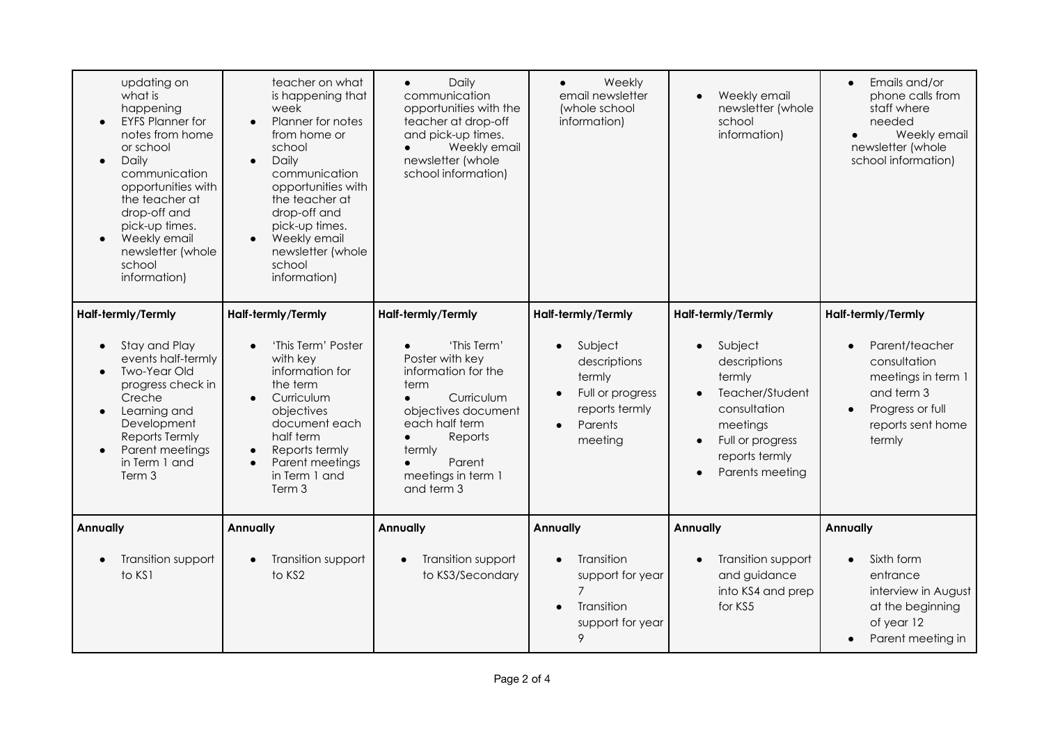| | | | | | |
|---|---|---|---|---|---|
| updating on what is happening<br>• EYFS Planner for notes from home or school<br>• Daily communication opportunities with the teacher at drop-off and pick-up times.<br>• Weekly email newsletter (whole school information) | teacher on what is happening that week<br>• Planner for notes from home or school<br>• Daily communication opportunities with the teacher at drop-off and pick-up times.<br>• Weekly email newsletter (whole school information) | • Daily communication opportunities with the teacher at drop-off and pick-up times.<br>• Weekly email newsletter (whole school information) | • Weekly email newsletter (whole school information) | • Weekly email newsletter (whole school information) | • Emails and/or phone calls from staff where needed<br>• Weekly email newsletter (whole school information) |
| **Half-termly/Termly**<br><br>• Stay and Play events half-termly<br>• Two-Year Old progress check in Creche<br>• Learning and Development Reports Termly<br>• Parent meetings in Term 1 and Term 3 | **Half-termly/Termly**<br><br>• 'This Term' Poster with key information for the term<br>• Curriculum objectives document each half term<br>• Reports termly<br>• Parent meetings in Term 1 and Term 3 | **Half-termly/Termly**<br><br>• 'This Term' Poster with key information for the term<br>• Curriculum objectives document each half term<br>• Reports termly<br>• Parent meetings in term 1 and term 3 | **Half-termly/Termly**<br><br>• Subject descriptions termly<br>• Full or progress reports termly<br>• Parents meeting | **Half-termly/Termly**<br><br>• Subject descriptions termly<br>• Teacher/Student consultation meetings<br>• Full or progress reports termly<br>• Parents meeting | **Half-termly/Termly**<br><br>• Parent/teacher consultation meetings in term 1 and term 3<br>• Progress or full reports sent home termly |
| **Annually**<br><br>• Transition support to KS1 | **Annually**<br><br>• Transition support to KS2 | **Annually**<br><br>• Transition support to KS3/Secondary | **Annually**<br><br>• Transition support for year 7<br>• Transition support for year 9 | **Annually**<br><br>• Transition support and guidance into KS4 and prep for KS5 | **Annually**<br><br>• Sixth form entrance interview in August at the beginning of year 12<br>• Parent meeting in |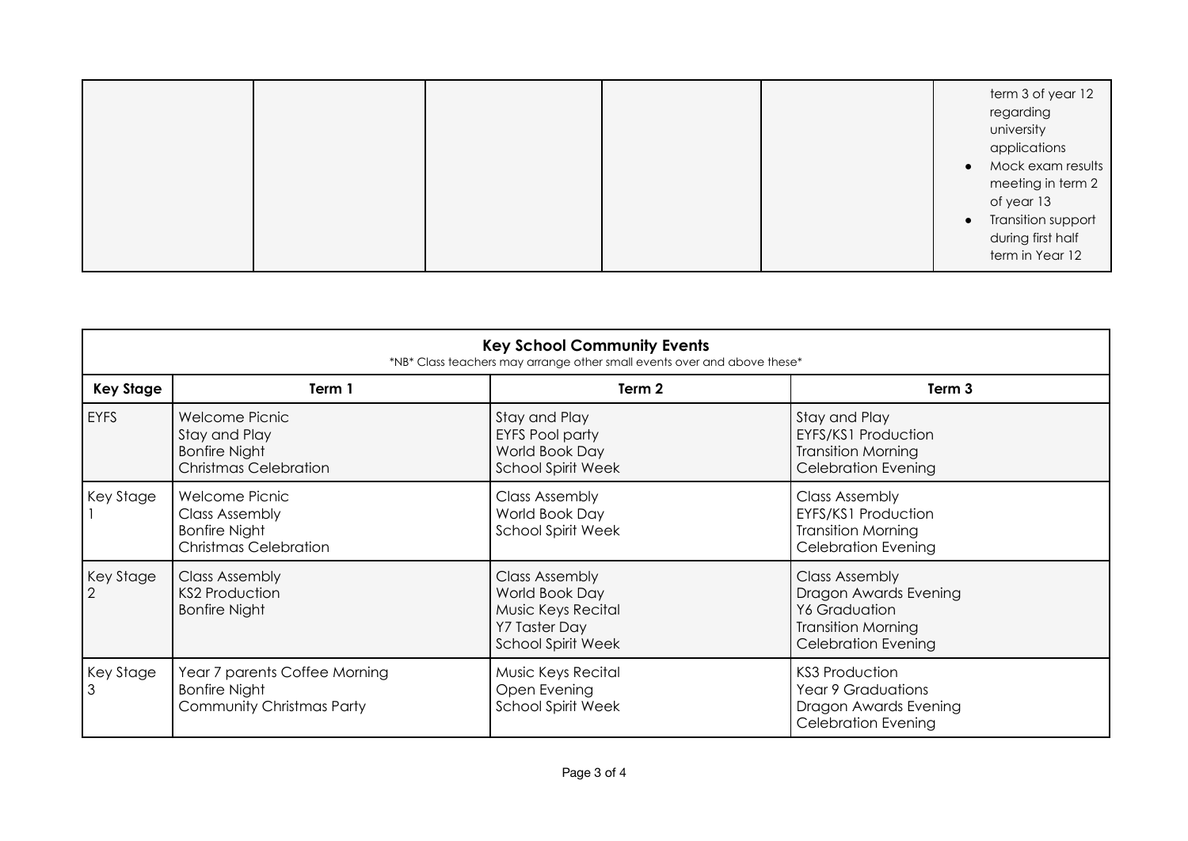| | | | | | |
|---|---|---|---|---|---|
| | | | | | term 3 of year 12 regarding university applications<br>• Mock exam results meeting in term 2 of year 13<br>• Transition support during first half term in Year 12 |

| **Key School Community Events**<br>*NB* Class teachers may arrange other small events over and above these* | | | |
|---|---|---|---|
| **Key Stage** | **Term 1** | **Term 2** | **Term 3** |
| EYFS | Welcome Picnic<br>Stay and Play<br>Bonfire Night<br>Christmas Celebration | Stay and Play<br>EYFS Pool party<br>World Book Day<br>School Spirit Week | Stay and Play<br>EYFS/KS1 Production<br>Transition Morning<br>Celebration Evening |
| Key Stage 1 | Welcome Picnic<br>Class Assembly<br>Bonfire Night<br>Christmas Celebration | Class Assembly<br>World Book Day<br>School Spirit Week | Class Assembly<br>EYFS/KS1 Production<br>Transition Morning<br>Celebration Evening |
| Key Stage 2 | Class Assembly<br>KS2 Production<br>Bonfire Night | Class Assembly<br>World Book Day<br>Music Keys Recital<br>Y7 Taster Day<br>School Spirit Week | Class Assembly<br>Dragon Awards Evening<br>Y6 Graduation<br>Transition Morning<br>Celebration Evening |
| Key Stage 3 | Year 7 parents Coffee Morning<br>Bonfire Night<br>Community Christmas Party | Music Keys Recital<br>Open Evening<br>School Spirit Week | KS3 Production<br>Year 9 Graduations<br>Dragon Awards Evening<br>Celebration Evening |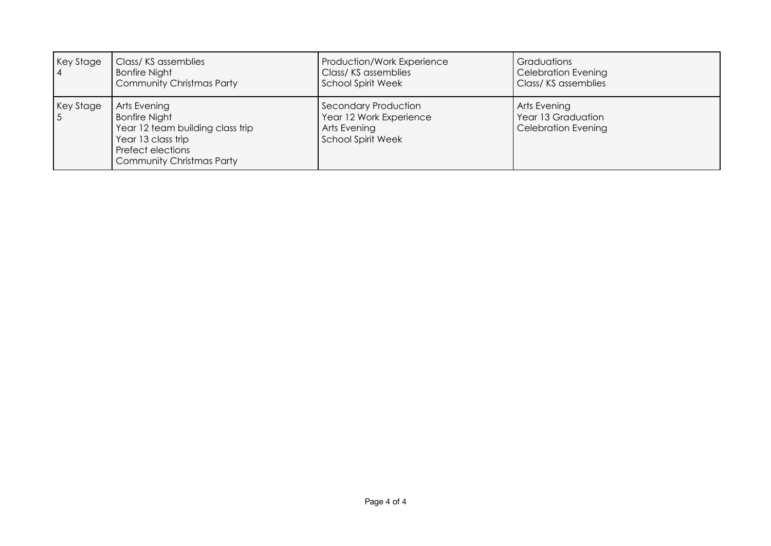| | | | |
|---|---|---|---|
| Key Stage 4 | Class/ KS assemblies<br>Bonfire Night<br>Community Christmas Party | Production/Work Experience<br>Class/ KS assemblies<br>School Spirit Week | Graduations<br>Celebration Evening<br>Class/ KS assemblies |
| Key Stage 5 | Arts Evening<br>Bonfire Night<br>Year 12 team building class trip<br>Year 13 class trip<br>Prefect elections<br>Community Christmas Party | Secondary Production<br>Year 12 Work Experience<br>Arts Evening<br>School Spirit Week | Arts Evening<br>Year 13 Graduation<br>Celebration Evening |